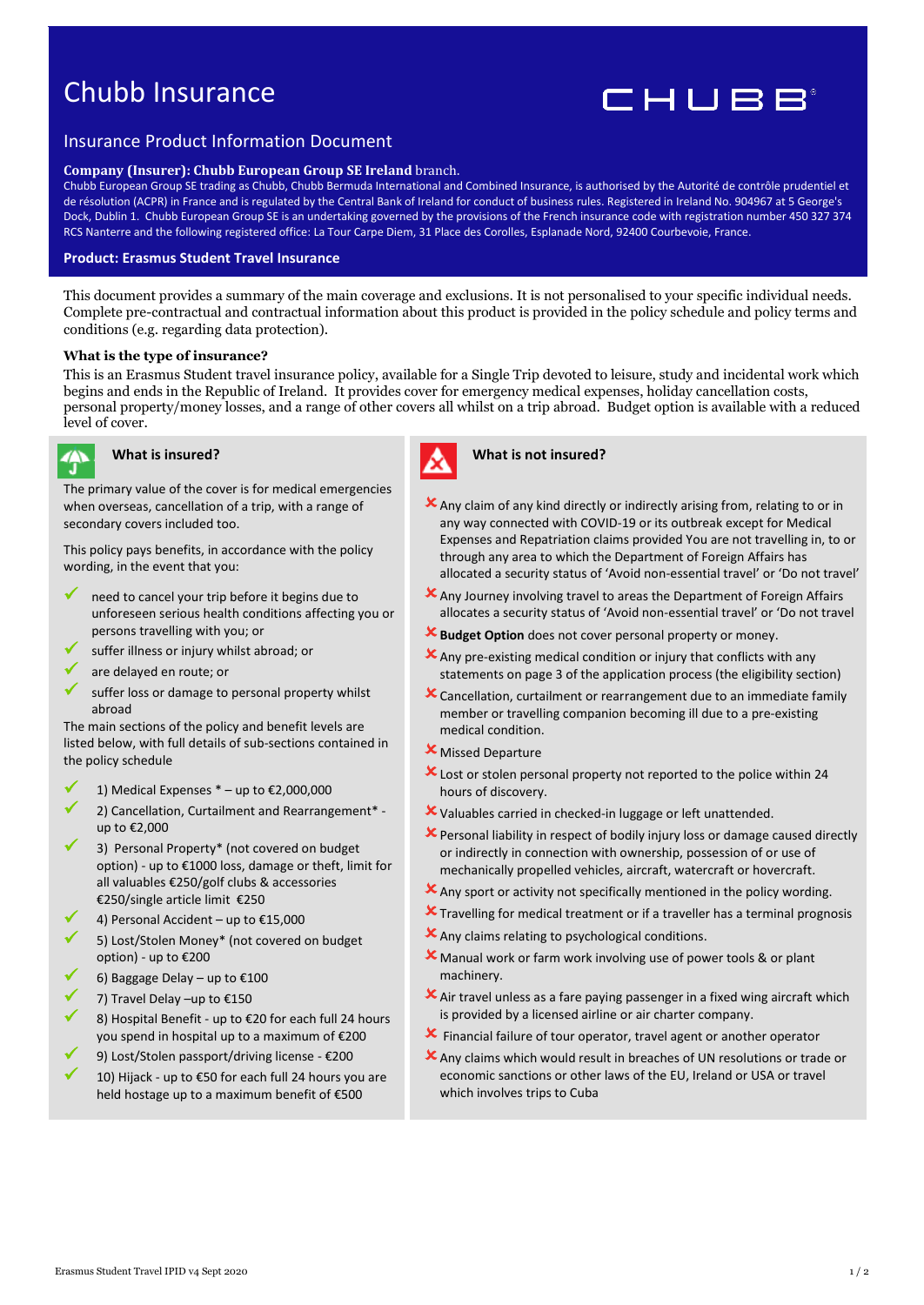# Chubb Insurance

## Insurance Product Information Document

**Company (Insurer): Chubb European Group SE Ireland** branch.

Chubb European Group SE trading as Chubb, Chubb Bermuda International and Combined Insurance, is authorised by the Autorité de contrôle prudentiel et de résolution (ACPR) in France and is regulated by the Central Bank of Ireland for conduct of business rules. Registered in Ireland No. 904967 at 5 George's Dock, Dublin 1. Chubb European Group SE is an undertaking governed by the provisions of the French insurance code with registration number 450 327 374 RCS Nanterre and the following registered office: La Tour Carpe Diem, 31 Place des Corolles, Esplanade Nord, 92400 Courbevoie, France.

**Product: Erasmus Student Travel Insurance**

This document provides a summary of the main coverage and exclusions. It is not personalised to your specific individual needs. Complete pre-contractual and contractual information about this product is provided in the policy schedule and policy terms and conditions (e.g. regarding data protection).

**What is the type of insurance?**

This is an Erasmus Student travel insurance policy, available for a Single Trip devoted to leisure, study and incidental work which begins and ends in the Republic of Ireland. It provides cover for emergency medical expenses, holiday cancellation costs, personal property/money losses, and a range of other covers all whilst on a trip abroad. Budget option is available with a reduced level of cover.

### What is insured?

The primary value of the cover is for medical emergencies when overseas, cancellation of a trip, with a range of secondary covers included too.

This policy pays benefits, in accordance with the policy wording, in the event that you:

- ✓ need to cancel your trip before it begins due to unforeseen serious health conditions affecting you or persons travelling with you; or
- ✓ suffer illness or injury whilst abroad; or
- ✓ are delayed en route; or
- ✓ suffer loss or damage to personal property whilst abroad

The main sections of the policy and benefit levels are listed below, with full details of sub-sections contained in the policy schedule

- ✓ 1) Medical Expenses * – up to €2,000,000
- ✓ 2) Cancellation, Curtailment and Rearrangement* - up to €2,000
- ✓ 3) Personal Property* (not covered on budget option) - up to €1000 loss, damage or theft, limit for all valuables €250/golf clubs & accessories €250/single article limit €250
- ✓ 4) Personal Accident – up to €15,000
- ✓ 5) Lost/Stolen Money* (not covered on budget option) - up to €200
- ✓ 6) Baggage Delay – up to €100
- ✓ 7) Travel Delay –up to €150
- ✓ 8) Hospital Benefit - up to €20 for each full 24 hours you spend in hospital up to a maximum of €200
- ✓ 9) Lost/Stolen passport/driving license - €200
- ✓ 10) Hijack - up to €50 for each full 24 hours you are held hostage up to a maximum benefit of €500

### What is not insured?

- ✗ Any claim of any kind directly or indirectly arising from, relating to or in any way connected with COVID-19 or its outbreak except for Medical Expenses and Repatriation claims provided You are not travelling in, to or through any area to which the Department of Foreign Affairs has allocated a security status of 'Avoid non-essential travel' or 'Do not travel'
- ✗ Any Journey involving travel to areas the Department of Foreign Affairs allocates a security status of 'Avoid non-essential travel' or 'Do not travel
- ✗ **Budget Option** does not cover personal property or money.
- ✗ Any pre-existing medical condition or injury that conflicts with any statements on page 3 of the application process (the eligibility section)
- ✗ Cancellation, curtailment or rearrangement due to an immediate family member or travelling companion becoming ill due to a pre-existing medical condition.
- ✗ Missed Departure
- ✗ Lost or stolen personal property not reported to the police within 24 hours of discovery.
- ✗ Valuables carried in checked-in luggage or left unattended.
- ✗ Personal liability in respect of bodily injury loss or damage caused directly or indirectly in connection with ownership, possession of or use of mechanically propelled vehicles, aircraft, watercraft or hovercraft.
- ✗ Any sport or activity not specifically mentioned in the policy wording.
- ✗ Travelling for medical treatment or if a traveller has a terminal prognosis
- ✗ Any claims relating to psychological conditions.
- ✗ Manual work or farm work involving use of power tools & or plant machinery.
- ✗ Air travel unless as a fare paying passenger in a fixed wing aircraft which is provided by a licensed airline or air charter company.
- ✗ Financial failure of tour operator, travel agent or another operator
- ✗ Any claims which would result in breaches of UN resolutions or trade or economic sanctions or other laws of the EU, Ireland or USA or travel which involves trips to Cuba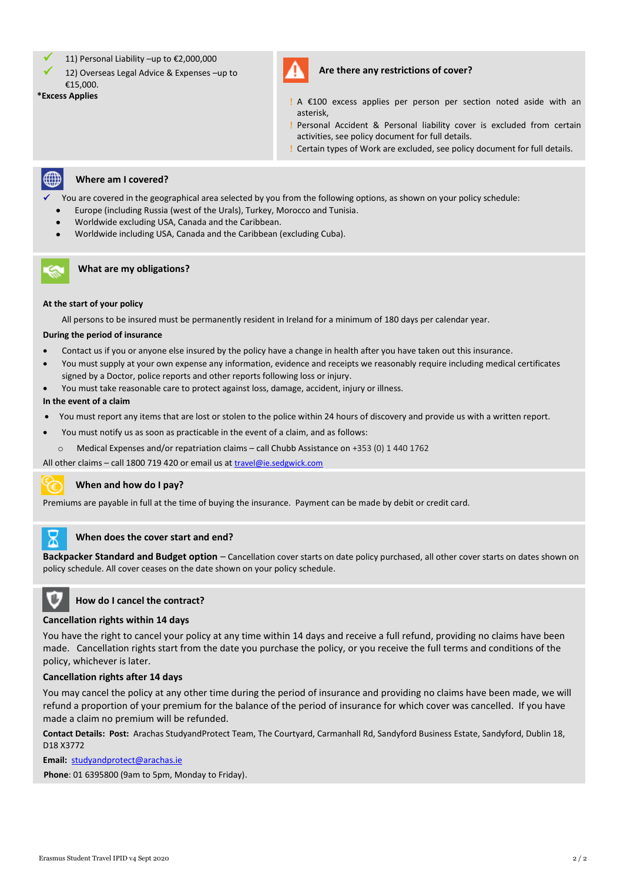- ✓ 11) Personal Liability –up to €2,000,000
- ✓ 12) Overseas Legal Advice & Expenses –up to €15,000.

**\*Excess Applies**

### Are there any restrictions of cover?

- ! A €100 excess applies per person per section noted aside with an asterisk,
- ! Personal Accident & Personal liability cover is excluded from certain activities, see policy document for full details.
- ! Certain types of Work are excluded, see policy document for full details.

### Where am I covered?

✓ You are covered in the geographical area selected by you from the following options, as shown on your policy schedule:

- Europe (including Russia (west of the Urals), Turkey, Morocco and Tunisia.
- Worldwide excluding USA, Canada and the Caribbean.
- Worldwide including USA, Canada and the Caribbean (excluding Cuba).

### What are my obligations?

**At the start of your policy**

All persons to be insured must be permanently resident in Ireland for a minimum of 180 days per calendar year.

**During the period of insurance**

- Contact us if you or anyone else insured by the policy have a change in health after you have taken out this insurance.
- You must supply at your own expense any information, evidence and receipts we reasonably require including medical certificates signed by a Doctor, police reports and other reports following loss or injury.
- You must take reasonable care to protect against loss, damage, accident, injury or illness.

**In the event of a claim**

- You must report any items that are lost or stolen to the police within 24 hours of discovery and provide us with a written report.
- You must notify us as soon as practicable in the event of a claim, and as follows:
  - Medical Expenses and/or repatriation claims – call Chubb Assistance on +353 (0) 1 440 1762

All other claims – call 1800 719 420 or email us at travel@ie.sedgwick.com

### When and how do I pay?

Premiums are payable in full at the time of buying the insurance. Payment can be made by debit or credit card.

### When does the cover start and end?

**Backpacker Standard and Budget option** – Cancellation cover starts on date policy purchased, all other cover starts on dates shown on policy schedule. All cover ceases on the date shown on your policy schedule.

### How do I cancel the contract?

**Cancellation rights within 14 days**

You have the right to cancel your policy at any time within 14 days and receive a full refund, providing no claims have been made. Cancellation rights start from the date you purchase the policy, or you receive the full terms and conditions of the policy, whichever is later.

**Cancellation rights after 14 days**

You may cancel the policy at any other time during the period of insurance and providing no claims have been made, we will refund a proportion of your premium for the balance of the period of insurance for which cover was cancelled. If you have made a claim no premium will be refunded.

**Contact Details: Post:** Arachas StudyandProtect Team, The Courtyard, Carmanhall Rd, Sandyford Business Estate, Sandyford, Dublin 18, D18 X3772

**Email:** studyandprotect@arachas.ie

**Phone**: 01 6395800 (9am to 5pm, Monday to Friday).